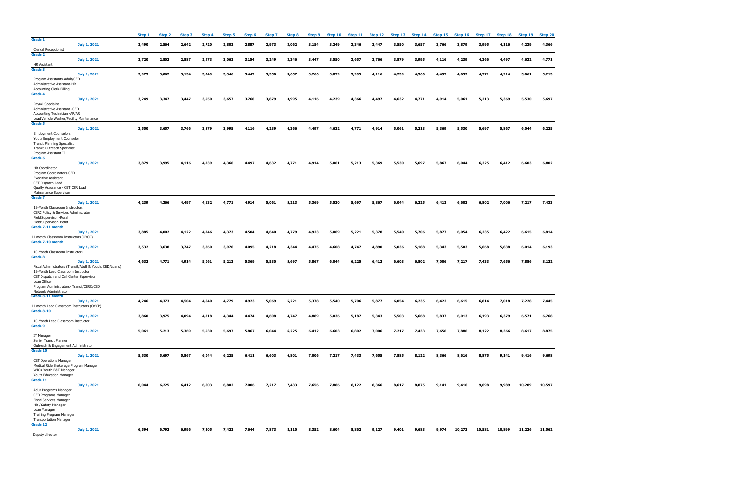| | | Step 1 | Step 2 | Step 3 | Step 4 | Step 5 | Step 6 | Step 7 | Step 8 | Step 9 | Step 10 | Step 11 | Step 12 | Step 13 | Step 14 | Step 15 | Step 16 | Step 17 | Step 18 | Step 19 | Step 20 |
|---|---|---|---|---|---|---|---|---|---|---|---|---|---|---|---|---|---|---|---|---|---|
| **Grade 1** | | | | | | | | | | | | | | | | | | | | | |
| | **July 1, 2021** | 2,490 | 2,564 | 2,642 | 2,720 | 2,802 | 2,887 | 2,973 | 3,062 | 3,154 | 3,249 | 3,346 | 3,447 | 3,550 | 3,657 | 3,766 | 3,879 | 3,995 | 4,116 | 4,239 | 4,366 |
| Clerical Receptionist | | | | | | | | | | | | | | | | | | | | | |
| **Grade 2** | | | | | | | | | | | | | | | | | | | | | |
| | **July 1, 2021** | 2,720 | 2,802 | 2,887 | 2,973 | 3,062 | 3,154 | 3,249 | 3,346 | 3,447 | 3,550 | 3,657 | 3,766 | 3,879 | 3,995 | 4,116 | 4,239 | 4,366 | 4,497 | 4,632 | 4,771 |
| HR Assistant | | | | | | | | | | | | | | | | | | | | | |
| **Grade 3** | | | | | | | | | | | | | | | | | | | | | |
| | **July 1, 2021** | 2,973 | 3,062 | 3,154 | 3,249 | 3,346 | 3,447 | 3,550 | 3,657 | 3,766 | 3,879 | 3,995 | 4,116 | 4,239 | 4,366 | 4,497 | 4,632 | 4,771 | 4,914 | 5,061 | 5,213 |
| Program Assistants-Adult/CED<br>Administrative Assistant-HR<br>Accounting Clerk-Billing | | | | | | | | | | | | | | | | | | | | | |
| **Grade 4** | | | | | | | | | | | | | | | | | | | | | |
| | **July 1, 2021** | 3,249 | 3,347 | 3,447 | 3,550 | 3,657 | 3,766 | 3,879 | 3,995 | 4,116 | 4,239 | 4,366 | 4,497 | 4,632 | 4,771 | 4,914 | 5,061 | 5,213 | 5,369 | 5,530 | 5,697 |
| Payroll Specialist<br>Administrative Assistant -CED<br>Accounting Technician -AP/AR<br>Lead Vehicle Washer/Facility Maintenance | | | | | | | | | | | | | | | | | | | | | |
| **Grade 5** | | | | | | | | | | | | | | | | | | | | | |
| | **July 1, 2021** | 3,550 | 3,657 | 3,766 | 3,879 | 3,995 | 4,116 | 4,239 | 4,366 | 4,497 | 4,632 | 4,771 | 4,914 | 5,061 | 5,213 | 5,369 | 5,530 | 5,697 | 5,867 | 6,044 | 6,225 |
| Employment Counselors<br>Youth Employment Counselor<br>Transit Planning Specialist<br>Transit Outreach Specialist<br>Program Assistant II | | | | | | | | | | | | | | | | | | | | | |
| **Grade 6** | | | | | | | | | | | | | | | | | | | | | |
| | **July 1, 2021** | 3,879 | 3,995 | 4,116 | 4,239 | 4,366 | 4,497 | 4,632 | 4,771 | 4,914 | 5,061 | 5,213 | 5,369 | 5,530 | 5,697 | 5,867 | 6,044 | 6,225 | 6,412 | 6,603 | 6,802 |
| HR Coordinator<br>Program Coordinators-CED<br>Executive Assistant<br>CET Dispatch Lead<br>Quality Assurance - CET CSR Lead<br>Maintenance Supervisor | | | | | | | | | | | | | | | | | | | | | |
| **Grade 7** | | | | | | | | | | | | | | | | | | | | | |
| | **July 1, 2021** | 4,239 | 4,366 | 4,497 | 4,632 | 4,771 | 4,914 | 5,061 | 5,213 | 5,369 | 5,530 | 5,697 | 5,867 | 6,044 | 6,225 | 6,412 | 6,603 | 6,802 | 7,006 | 7,217 | 7,433 |
| 12-Month Classroom Instructors<br>CERC Policy & Services Administrator<br>Field Supervisor -Rural<br>Field Supervisor- Bend | | | | | | | | | | | | | | | | | | | | | |
| **Grade 7-11 month** | | | | | | | | | | | | | | | | | | | | | |
| | **July 1, 2021** | 3,885 | 4,002 | 4,122 | 4,246 | 4,373 | 4,504 | 4,640 | 4,779 | 4,923 | 5,069 | 5,221 | 5,378 | 5,540 | 5,706 | 5,877 | 6,054 | 6,235 | 6,422 | 6,615 | 6,814 |
| 11 month Classroom Instructors (OYCP) | | | | | | | | | | | | | | | | | | | | | |
| **Grade 7-10 month** | | | | | | | | | | | | | | | | | | | | | |
| | **July 1, 2021** | 3,532 | 3,638 | 3,747 | 3,860 | 3,976 | 4,095 | 4,218 | 4,344 | 4,475 | 4,608 | 4,747 | 4,890 | 5,036 | 5,188 | 5,343 | 5,503 | 5,668 | 5,838 | 6,014 | 6,193 |
| 10-Month Classroom Instructors | | | | | | | | | | | | | | | | | | | | | |
| **Grade 8** | | | | | | | | | | | | | | | | | | | | | |
| | **July 1, 2021** | 4,632 | 4,771 | 4,914 | 5,061 | 5,213 | 5,369 | 5,530 | 5,697 | 5,867 | 6,044 | 6,225 | 6,412 | 6,603 | 6,802 | 7,006 | 7,217 | 7,433 | 7,656 | 7,886 | 8,122 |
| Fiscal Administrators (Transit/Adult & Youth, CED/Loans)<br>12-Month Lead Classroom Instructor<br>CET Dispatch and Call Center Supervisor<br>Loan Officer<br>Program Administrators- Transit/CERC/CED<br>Network Administrator | | | | | | | | | | | | | | | | | | | | | |
| **Grade 8-11 Month** | | | | | | | | | | | | | | | | | | | | | |
| | **July 1, 2021** | 4,246 | 4,373 | 4,504 | 4,640 | 4,779 | 4,923 | 5,069 | 5,221 | 5,378 | 5,540 | 5,706 | 5,877 | 6,054 | 6,235 | 6,422 | 6,615 | 6,814 | 7,018 | 7,228 | 7,445 |
| 11 month Lead Classroom Instructors (OYCP) | | | | | | | | | | | | | | | | | | | | | |
| **Grade 8-10** | | | | | | | | | | | | | | | | | | | | | |
| | **July 1, 2021** | 3,860 | 3,975 | 4,094 | 4,218 | 4,344 | 4,474 | 4,608 | 4,747 | 4,889 | 5,036 | 5,187 | 5,343 | 5,503 | 5,668 | 5,837 | 6,013 | 6,193 | 6,379 | 6,571 | 6,768 |
| 10-Month Lead Classroom Instructor | | | | | | | | | | | | | | | | | | | | | |
| **Grade 9** | | | | | | | | | | | | | | | | | | | | | |
| | **July 1, 2021** | 5,061 | 5,213 | 5,369 | 5,530 | 5,697 | 5,867 | 6,044 | 6,225 | 6,412 | 6,603 | 6,802 | 7,006 | 7,217 | 7,433 | 7,656 | 7,886 | 8,122 | 8,366 | 8,617 | 8,875 |
| IT Manager<br>Senior Transit Planner<br>Outreach & Engagement Administrator | | | | | | | | | | | | | | | | | | | | | |
| **Grade 10** | | | | | | | | | | | | | | | | | | | | | |
| | **July 1, 2021** | 5,530 | 5,697 | 5,867 | 6,044 | 6,225 | 6,411 | 6,603 | 6,801 | 7,006 | 7,217 | 7,433 | 7,655 | 7,885 | 8,122 | 8,366 | 8,616 | 8,875 | 9,141 | 9,416 | 9,698 |
| CET Operations Manager<br>Medical Ride Brokerage Program Manager<br>WIOA Youth E&T Manager<br>Youth Education Manager | | | | | | | | | | | | | | | | | | | | | |
| **Grade 11** | | | | | | | | | | | | | | | | | | | | | |
| | **July 1, 2021** | 6,044 | 6,225 | 6,412 | 6,603 | 6,802 | 7,006 | 7,217 | 7,433 | 7,656 | 7,886 | 8,122 | 8,366 | 8,617 | 8,875 | 9,141 | 9,416 | 9,698 | 9,989 | 10,289 | 10,597 |
| Adult Programs Manager<br>CED Programs Manager<br>Fiscal Services Manager<br>HR / Safety Manager<br>Loan Manager<br>Training Program Manager<br>Transportation Manager | | | | | | | | | | | | | | | | | | | | | |
| **Grade 12** | | | | | | | | | | | | | | | | | | | | | |
| | **July 1, 2021** | 6,594 | 6,792 | 6,996 | 7,205 | 7,422 | 7,644 | 7,873 | 8,110 | 8,352 | 8,604 | 8,862 | 9,127 | 9,401 | 9,683 | 9,974 | 10,273 | 10,581 | 10,899 | 11,226 | 11,562 |
| Deputy director | | | | | | | | | | | | | | | | | | | | | |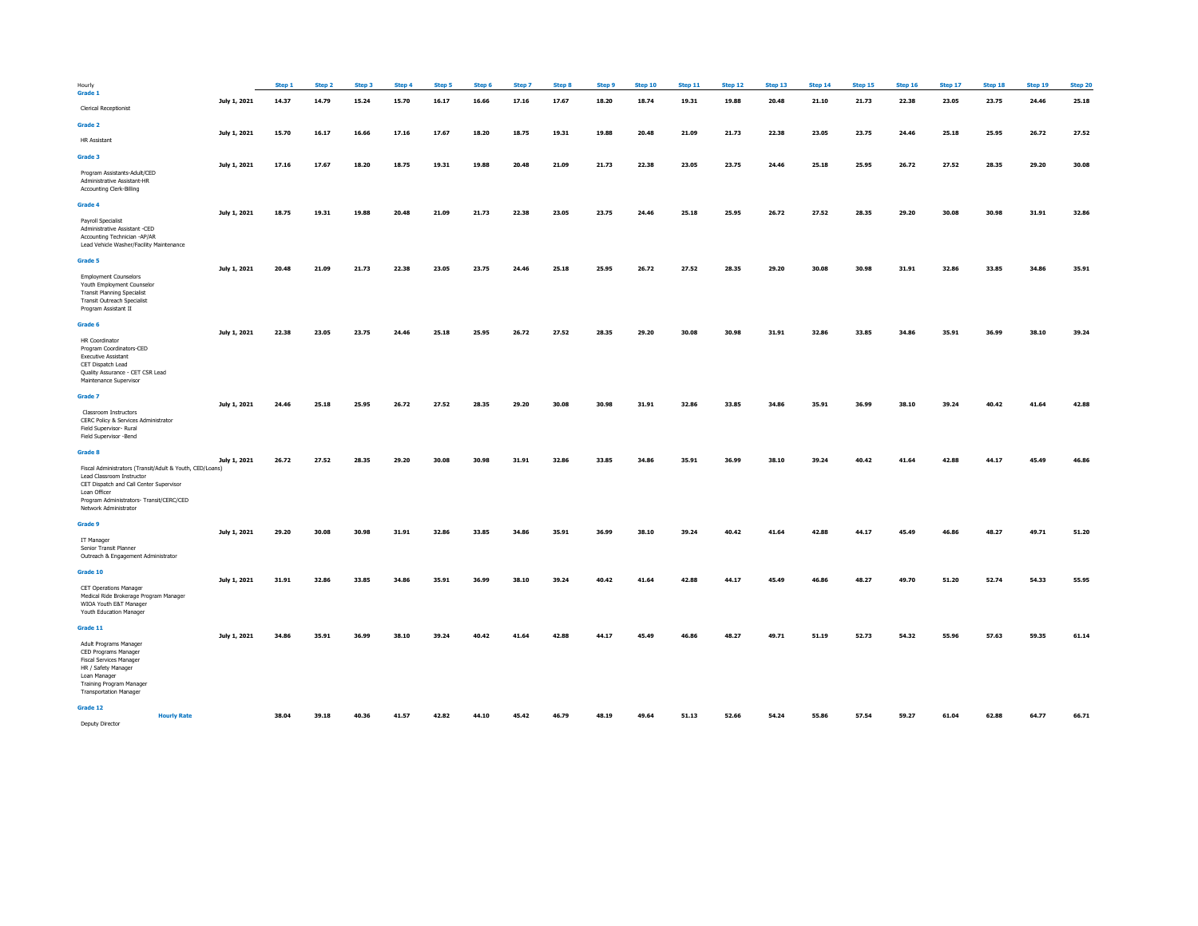| Hourly | | Step 1 | Step 2 | Step 3 | Step 4 | Step 5 | Step 6 | Step 7 | Step 8 | Step 9 | Step 10 | Step 11 | Step 12 | Step 13 | Step 14 | Step 15 | Step 16 | Step 17 | Step 18 | Step 19 | Step 20 |
|---|---|---|---|---|---|---|---|---|---|---|---|---|---|---|---|---|---|---|---|---|---|
| **Grade 1** | | | | | | | | | | | | | | | | | | | | | |
| Clerical Receptionist | July 1, 2021 | 14.37 | 14.79 | 15.24 | 15.70 | 16.17 | 16.66 | 17.16 | 17.67 | 18.20 | 18.74 | 19.31 | 19.88 | 20.48 | 21.10 | 21.73 | 22.38 | 23.05 | 23.75 | 24.46 | 25.18 |
| **Grade 2** | | | | | | | | | | | | | | | | | | | | | |
| HR Assistant | July 1, 2021 | 15.70 | 16.17 | 16.66 | 17.16 | 17.67 | 18.20 | 18.75 | 19.31 | 19.88 | 20.48 | 21.09 | 21.73 | 22.38 | 23.05 | 23.75 | 24.46 | 25.18 | 25.95 | 26.72 | 27.52 |
| **Grade 3** | | | | | | | | | | | | | | | | | | | | | |
| Program Assistants-Adult/CED<br>Administrative Assistant-HR<br>Accounting Clerk-Billing | July 1, 2021 | 17.16 | 17.67 | 18.20 | 18.75 | 19.31 | 19.88 | 20.48 | 21.09 | 21.73 | 22.38 | 23.05 | 23.75 | 24.46 | 25.18 | 25.95 | 26.72 | 27.52 | 28.35 | 29.20 | 30.08 |
| **Grade 4** | | | | | | | | | | | | | | | | | | | | | |
| Payroll Specialist<br>Administrative Assistant -CED<br>Accounting Technician -AP/AR<br>Lead Vehicle Washer/Facility Maintenance | July 1, 2021 | 18.75 | 19.31 | 19.88 | 20.48 | 21.09 | 21.73 | 22.38 | 23.05 | 23.75 | 24.46 | 25.18 | 25.95 | 26.72 | 27.52 | 28.35 | 29.20 | 30.08 | 30.98 | 31.91 | 32.86 |
| **Grade 5** | | | | | | | | | | | | | | | | | | | | | |
| Employment Counselors<br>Youth Employment Counselor<br>Transit Planning Specialist<br>Transit Outreach Specialist<br>Program Assistant II | July 1, 2021 | 20.48 | 21.09 | 21.73 | 22.38 | 23.05 | 23.75 | 24.46 | 25.18 | 25.95 | 26.72 | 27.52 | 28.35 | 29.20 | 30.08 | 30.98 | 31.91 | 32.86 | 33.85 | 34.86 | 35.91 |
| **Grade 6** | | | | | | | | | | | | | | | | | | | | | |
| HR Coordinator<br>Program Coordinators-CED<br>Executive Assistant<br>CET Dispatch Lead<br>Quality Assurance - CET CSR Lead<br>Maintenance Supervisor | July 1, 2021 | 22.38 | 23.05 | 23.75 | 24.46 | 25.18 | 25.95 | 26.72 | 27.52 | 28.35 | 29.20 | 30.08 | 30.98 | 31.91 | 32.86 | 33.85 | 34.86 | 35.91 | 36.99 | 38.10 | 39.24 |
| **Grade 7** | | | | | | | | | | | | | | | | | | | | | |
| Classroom Instructors<br>CERC Policy & Services Administrator<br>Field Supervisor- Rural<br>Field Supervisor -Bend | July 1, 2021 | 24.46 | 25.18 | 25.95 | 26.72 | 27.52 | 28.35 | 29.20 | 30.08 | 30.98 | 31.91 | 32.86 | 33.85 | 34.86 | 35.91 | 36.99 | 38.10 | 39.24 | 40.42 | 41.64 | 42.88 |
| **Grade 8** | | | | | | | | | | | | | | | | | | | | | |
| Fiscal Administrators (Transit/Adult & Youth, CED/Loans)<br>Lead Classroom Instructor<br>CET Dispatch and Call Center Supervisor<br>Loan Officer<br>Program Administrators- Transit/CERC/CED<br>Network Administrator | July 1, 2021 | 26.72 | 27.52 | 28.35 | 29.20 | 30.08 | 30.98 | 31.91 | 32.86 | 33.85 | 34.86 | 35.91 | 36.99 | 38.10 | 39.24 | 40.42 | 41.64 | 42.88 | 44.17 | 45.49 | 46.86 |
| **Grade 9** | | | | | | | | | | | | | | | | | | | | | |
| IT Manager<br>Senior Transit Planner<br>Outreach & Engagement Administrator | July 1, 2021 | 29.20 | 30.08 | 30.98 | 31.91 | 32.86 | 33.85 | 34.86 | 35.91 | 36.99 | 38.10 | 39.24 | 40.42 | 41.64 | 42.88 | 44.17 | 45.49 | 46.86 | 48.27 | 49.71 | 51.20 |
| **Grade 10** | | | | | | | | | | | | | | | | | | | | | |
| CET Operations Manager<br>Medical Ride Brokerage Program Manager<br>WIOA Youth E&T Manager<br>Youth Education Manager | July 1, 2021 | 31.91 | 32.86 | 33.85 | 34.86 | 35.91 | 36.99 | 38.10 | 39.24 | 40.42 | 41.64 | 42.88 | 44.17 | 45.49 | 46.86 | 48.27 | 49.70 | 51.20 | 52.74 | 54.33 | 55.95 |
| **Grade 11** | | | | | | | | | | | | | | | | | | | | | |
| Adult Programs Manager<br>CED Programs Manager<br>Fiscal Services Manager<br>HR / Safety Manager<br>Loan Manager<br>Training Program Manager<br>Transportation Manager | July 1, 2021 | 34.86 | 35.91 | 36.99 | 38.10 | 39.24 | 40.42 | 41.64 | 42.88 | 44.17 | 45.49 | 46.86 | 48.27 | 49.71 | 51.19 | 52.73 | 54.32 | 55.96 | 57.63 | 59.35 | 61.14 |
| **Grade 12** | | | | | | | | | | | | | | | | | | | | | |
| Deputy Director | **Hourly Rate** | 38.04 | 39.18 | 40.36 | 41.57 | 42.82 | 44.10 | 45.42 | 46.79 | 48.19 | 49.64 | 51.13 | 52.66 | 54.24 | 55.86 | 57.54 | 59.27 | 61.04 | 62.88 | 64.77 | 66.71 |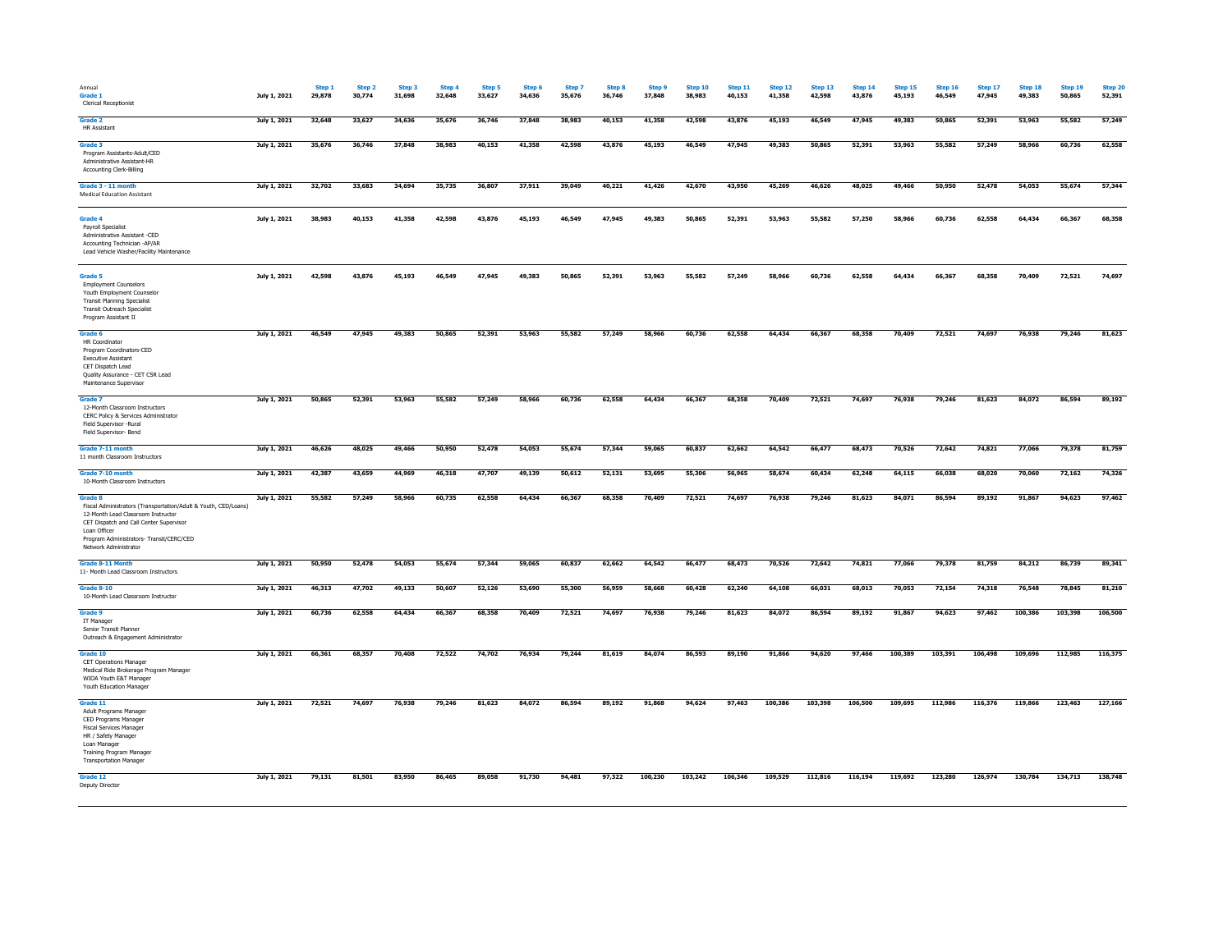| Annual | | Step 1 | Step 2 | Step 3 | Step 4 | Step 5 | Step 6 | Step 7 | Step 8 | Step 9 | Step 10 | Step 11 | Step 12 | Step 13 | Step 14 | Step 15 | Step 16 | Step 17 | Step 18 | Step 19 | Step 20 |
|---|---|---|---|---|---|---|---|---|---|---|---|---|---|---|---|---|---|---|---|---|---|
| **Grade 1**<br>Clerical Receptionist | **July 1, 2021** | 29,878 | 30,774 | 31,698 | 32,648 | 33,627 | 34,636 | 35,676 | 36,746 | 37,848 | 38,983 | 40,153 | 41,358 | 42,598 | 43,876 | 45,193 | 46,549 | 47,945 | 49,383 | 50,865 | 52,391 |
| **Grade 2**<br>HR Assistant | **July 1, 2021** | 32,648 | 33,627 | 34,636 | 35,676 | 36,746 | 37,848 | 38,983 | 40,153 | 41,358 | 42,598 | 43,876 | 45,193 | 46,549 | 47,945 | 49,383 | 50,865 | 52,391 | 53,963 | 55,582 | 57,249 |
| **Grade 3**<br>Program Assistants-Adult/CED<br>Administrative Assistant-HR<br>Accounting Clerk-Billing | **July 1, 2021** | 35,676 | 36,746 | 37,848 | 38,983 | 40,153 | 41,358 | 42,598 | 43,876 | 45,193 | 46,549 | 47,945 | 49,383 | 50,865 | 52,391 | 53,963 | 55,582 | 57,249 | 58,966 | 60,736 | 62,558 |
| **Grade 3 - 11 month**<br>Medical Education Assistant | **July 1, 2021** | 32,702 | 33,683 | 34,694 | 35,735 | 36,807 | 37,911 | 39,049 | 40,221 | 41,426 | 42,670 | 43,950 | 45,269 | 46,626 | 48,025 | 49,466 | 50,950 | 52,478 | 54,053 | 55,674 | 57,344 |
| **Grade 4**<br>Payroll Specialist<br>Administrative Assistant -CED<br>Accounting Technician -AP/AR<br>Lead Vehicle Washer/Facility Maintenance | **July 1, 2021** | 38,983 | 40,153 | 41,358 | 42,598 | 43,876 | 45,193 | 46,549 | 47,945 | 49,383 | 50,865 | 52,391 | 53,963 | 55,582 | 57,250 | 58,966 | 60,736 | 62,558 | 64,434 | 66,367 | 68,358 |
| **Grade 5**<br>Employment Counselors<br>Youth Employment Counselor<br>Transit Planning Specialist<br>Transit Outreach Specialist<br>Program Assistant II | **July 1, 2021** | 42,598 | 43,876 | 45,193 | 46,549 | 47,945 | 49,383 | 50,865 | 52,391 | 53,963 | 55,582 | 57,249 | 58,966 | 60,736 | 62,558 | 64,434 | 66,367 | 68,358 | 70,409 | 72,521 | 74,697 |
| **Grade 6**<br>HR Coordinator<br>Program Coordinators-CED<br>Executive Assistant<br>CET Dispatch Lead<br>Quality Assurance - CET CSR Lead<br>Maintenance Supervisor | **July 1, 2021** | 46,549 | 47,945 | 49,383 | 50,865 | 52,391 | 53,963 | 55,582 | 57,249 | 58,966 | 60,736 | 62,558 | 64,434 | 66,367 | 68,358 | 70,409 | 72,521 | 74,697 | 76,938 | 79,246 | 81,623 |
| **Grade 7**<br>12-Month Classroom Instructors<br>CERC Policy & Services Administrator<br>Field Supervisor -Rural<br>Field Supervisor- Bend | **July 1, 2021** | 50,865 | 52,391 | 53,963 | 55,582 | 57,249 | 58,966 | 60,736 | 62,558 | 64,434 | 66,367 | 68,358 | 70,409 | 72,521 | 74,697 | 76,938 | 79,246 | 81,623 | 84,072 | 86,594 | 89,192 |
| **Grade 7-11 month**<br>11 month Classroom Instructors | **July 1, 2021** | 46,626 | 48,025 | 49,466 | 50,950 | 52,478 | 54,053 | 55,674 | 57,344 | 59,065 | 60,837 | 62,662 | 64,542 | 66,477 | 68,473 | 70,526 | 72,642 | 74,821 | 77,066 | 79,378 | 81,759 |
| **Grade 7-10 month**<br>10-Month Classroom Instructors | **July 1, 2021** | 42,387 | 43,659 | 44,969 | 46,318 | 47,707 | 49,139 | 50,612 | 52,131 | 53,695 | 55,306 | 56,965 | 58,674 | 60,434 | 62,248 | 64,115 | 66,038 | 68,020 | 70,060 | 72,162 | 74,326 |
| **Grade 8**<br>Fiscal Administrators (Transportation/Adult & Youth, CED/Loans)<br>12-Month Lead Classroom Instructor<br>CET Dispatch and Call Center Supervisor<br>Loan Officer<br>Program Administrators- Transit/CERC/CED<br>Network Administrator | **July 1, 2021** | 55,582 | 57,249 | 58,966 | 60,735 | 62,558 | 64,434 | 66,367 | 68,358 | 70,409 | 72,521 | 74,697 | 76,938 | 79,246 | 81,623 | 84,071 | 86,594 | 89,192 | 91,867 | 94,623 | 97,462 |
| **Grade 8-11 Month**<br>11- Month Lead Classroom Instructors | **July 1, 2021** | 50,950 | 52,478 | 54,053 | 55,674 | 57,344 | 59,065 | 60,837 | 62,662 | 64,542 | 66,477 | 68,473 | 70,526 | 72,642 | 74,821 | 77,066 | 79,378 | 81,759 | 84,212 | 86,739 | 89,341 |
| **Grade 8-10**<br>10-Month Lead Classroom Instructor | **July 1, 2021** | 46,313 | 47,702 | 49,133 | 50,607 | 52,126 | 53,690 | 55,300 | 56,959 | 58,668 | 60,428 | 62,240 | 64,108 | 66,031 | 68,013 | 70,053 | 72,154 | 74,318 | 76,548 | 78,845 | 81,210 |
| **Grade 9**<br>IT Manager<br>Senior Transit Planner<br>Outreach & Engagement Administrator | **July 1, 2021** | 60,736 | 62,558 | 64,434 | 66,367 | 68,358 | 70,409 | 72,521 | 74,697 | 76,938 | 79,246 | 81,623 | 84,072 | 86,594 | 89,192 | 91,867 | 94,623 | 97,462 | 100,386 | 103,398 | 106,500 |
| **Grade 10**<br>CET Operations Manager<br>Medical Ride Brokerage Program Manager<br>WIOA Youth E&T Manager<br>Youth Education Manager | **July 1, 2021** | 66,361 | 68,357 | 70,408 | 72,522 | 74,702 | 76,934 | 79,244 | 81,619 | 84,074 | 86,593 | 89,190 | 91,866 | 94,620 | 97,466 | 100,389 | 103,391 | 106,498 | 109,696 | 112,985 | 116,375 |
| **Grade 11**<br>Adult Programs Manager<br>CED Programs Manager<br>Fiscal Services Manager<br>HR / Safety Manager<br>Loan Manager<br>Training Program Manager<br>Transportation Manager | **July 1, 2021** | 72,521 | 74,697 | 76,938 | 79,246 | 81,623 | 84,072 | 86,594 | 89,192 | 91,868 | 94,624 | 97,463 | 100,386 | 103,398 | 106,500 | 109,695 | 112,986 | 116,376 | 119,866 | 123,463 | 127,166 |
| **Grade 12**<br>Deputy Director | **July 1, 2021** | 79,131 | 81,501 | 83,950 | 86,465 | 89,058 | 91,730 | 94,481 | 97,322 | 100,230 | 103,242 | 106,346 | 109,529 | 112,816 | 116,194 | 119,692 | 123,280 | 126,974 | 130,784 | 134,713 | 138,748 |